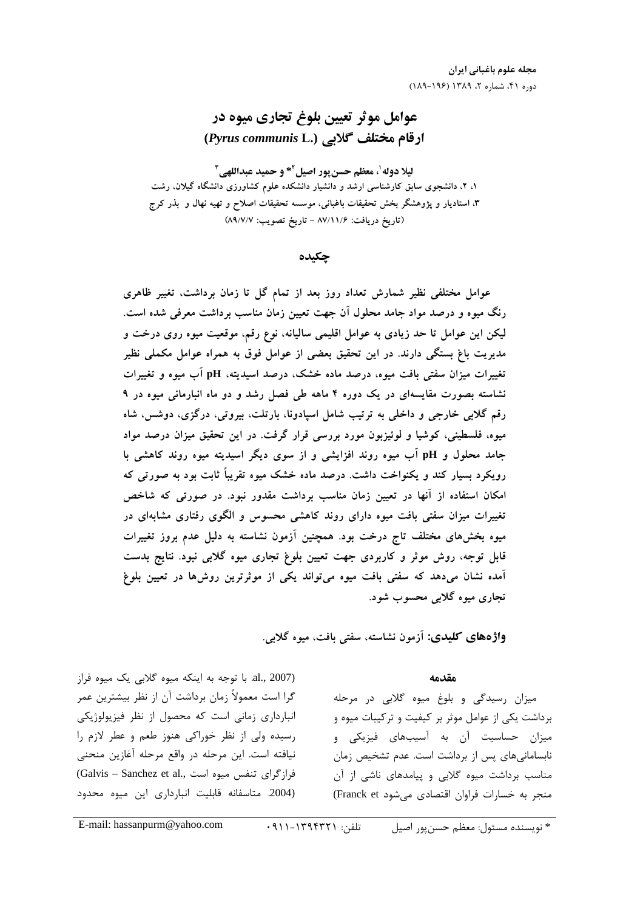# عوامل موثر تعیین بلوغ تجاری میوه در ارقام مختلف گلابی (*Pyrus communis* L.)

**لیلا دوله[1]، معظم حسن‌پور اصیل[2]* و حمید عبداللهی[3]**

۱، ۲، دانشجوی سابق کارشناسی ارشد و دانشیار دانشکده علوم کشاورزی دانشگاه گیلان، رشت
۳، استادیار و پژوهشگر بخش تحقیقات باغبانی، موسسه تحقیقات اصلاح و تهیه نهال و بذر کرج
(تاریخ دریافت: ۸۷/۱۱/۶ - تاریخ تصویب: ۸۹/۷/۷)

## چکیده

**عوامل مختلفی نظیر شمارش تعداد روز بعد از تمام گل تا زمان برداشت، تغییر ظاهری رنگ میوه و درصد مواد جامد محلول آن جهت تعیین زمان مناسب برداشت معرفی شده است. لیکن این عوامل تا حد زیادی به عوامل اقلیمی سالیانه، نوع رقم، موقعیت میوه روی درخت و مدیریت باغ بستگی دارند. در این تحقیق بعضی از عوامل فوق به همراه عوامل مکملی نظیر تغییرات میزان سفتی بافت میوه، درصد ماده خشک، درصد اسیدیته، pH آب میوه و تغییرات نشاسته بصورت مقایسه‌ای در یک دوره ۴ ماهه طی فصل رشد و دو ماه انبارمانی میوه در ۹ رقم گلابی خارجی و داخلی به ترتیب شامل اسپادونا، بارتلت، بیروتی، درگزی، دوشس، شاه میوه، فلسطینی، کوشیا و لوئیزبون مورد بررسی قرار گرفت. در این تحقیق میزان درصد مواد جامد محلول و pH آب میوه روند افزایشی و از سوی دیگر اسیدیته میوه روند کاهشی با رویکرد بسیار کند و یکنواخت داشت. درصد ماده خشک میوه تقریباً ثابت بود به صورتی که امکان استفاده از آنها در تعیین زمان مناسب برداشت مقدور نبود. در صورتی که شاخص تغییرات میزان سفتی بافت میوه دارای روند کاهشی محسوس و الگوی رفتاری مشابه‌ای در میوه بخش‌های مختلف تاج درخت بود. همچنین آزمون نشاسته به دلیل عدم بروز تغییرات قابل توجه، روش موثر و کاربردی جهت تعیین بلوغ تجاری میوه گلابی نبود. نتایج بدست آمده نشان می‌دهد که سفتی بافت میوه می‌تواند یکی از موثرترین روش‌ها در تعیین بلوغ تجاری میوه گلابی محسوب شود.**

**واژه‌های کلیدی:** آزمون نشاسته، سفتی بافت، میوه گلابی.

## مقدمه

میزان رسیدگی و بلوغ میوه گلابی در مرحله برداشت یکی از عوامل موثر بر کیفیت و ترکیبات میوه و میزان حساسیت آن به آسیب‌های فیزیکی و نابسامانی‌های پس از برداشت است. عدم تشخیص زمان مناسب برداشت میوه گلابی و پیامدهای ناشی از آن منجر به خسارات فراوان اقتصادی می‌شود (Franck et al., 2007). با توجه به اینکه میوه گلابی یک میوه فراز گرا است معمولاً زمان برداشت آن از نظر بیشترین عمر انبارداری زمانی است که محصول از نظر فیزیولوژیکی رسیده ولی از نظر خوراکی هنوز طعم و عطر لازم را نیافته است. این مرحله در واقع مرحله آغازین منحنی فرازگرای تنفس میوه است (Galvis – Sanchez et al., 2004). متاسفانه قابلیت انبارداری این میوه محدود

\* نویسنده مسئول: معظم حسن‌پور اصیل تلفن: ۰۹۱۱-۱۳۹۴۳۲۱ E-mail: hassanpurm@yahoo.com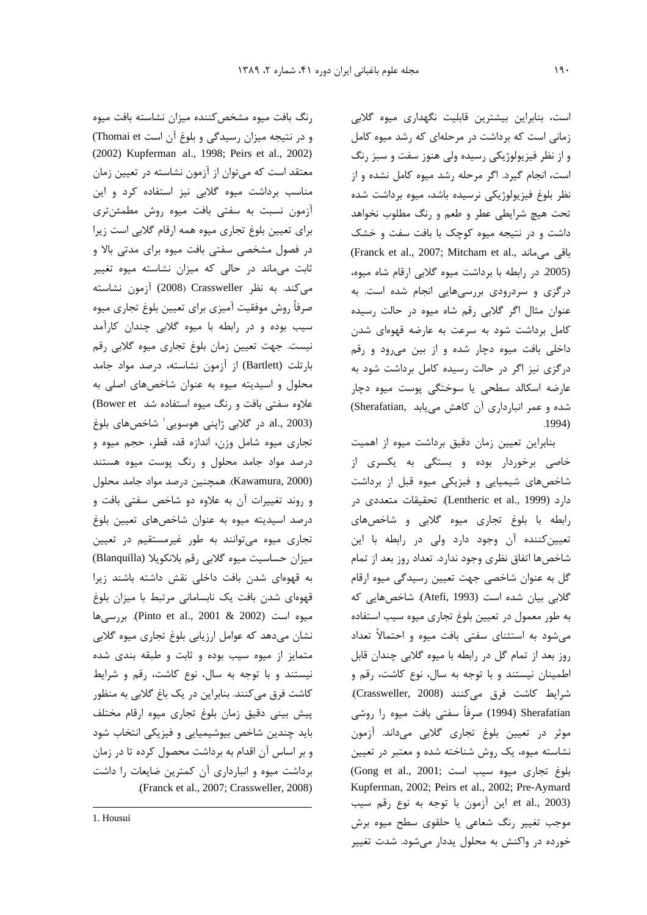است، بنابراین بیشترین قابلیت نگهداری میوه گلابی زمانی است که برداشت در مرحله‌ای که رشد میوه کامل و از نظر فیزیولوژیکی رسیده ولی هنوز سفت و سبز رنگ است، انجام گیرد. اگر مرحله رشد میوه کامل نشده و از نظر بلوغ فیزیولوژیکی نرسیده باشد، میوه برداشت شده تحت هیچ شرایطی عطر و طعم و رنگ مطلوب نخواهد داشت و در نتیجه میوه کوچک با بافت سفت و خشک باقی می‌ماند (Franck et al., 2007; Mitcham et al., 2005). در رابطه با برداشت میوه گلابی ارقام شاه میوه، درگزی و سردرودی بررسی‌هایی انجام شده است. به عنوان مثال اگر گلابی رقم شاه میوه در حالت رسیده کامل برداشت شود به سرعت به عارضه قهوه‌ای شدن داخلی بافت میوه دچار شده و از بین می‌رود و رقم درگزی نیز اگر در حالت رسیده کامل برداشت شود به عارضه اسکالد سطحی یا سوختگی پوست میوه دچار شده و عمر انبارداری آن کاهش می‌یابد (Sherafatian, 1994).

بنابراین تعیین زمان دقیق برداشت میوه از اهمیت خاصی برخوردار بوده و بستگی به یکسری از شاخص‌های شیمیایی و فیزیکی میوه قبل از برداشت دارد (Lentheric et al., 1999). تحقیقات متعددی در رابطه با بلوغ تجاری میوه گلابی و شاخص‌های تعیین‌کننده آن وجود دارد ولی در رابطه با این شاخص‌ها اتفاق نظری وجود ندارد. تعداد روز بعد از تمام گل به عنوان شاخصی جهت تعیین رسیدگی میوه ارقام گلابی بیان شده است (Atefi, 1993). شاخص‌هایی که به طور معمول در تعیین بلوغ تجاری میوه سیب استفاده می‌شود به استثنای سفتی بافت میوه و احتمالاً تعداد روز بعد از تمام گل در رابطه با میوه گلابی چندان قابل اطمینان نیستند و با توجه به سال، نوع کاشت، رقم و شرایط کاشت فرق می‌کنند (Crassweller, 2008). Sherafatian (1994) صرفاً سفتی بافت میوه را روشی موثر در تعیین بلوغ تجاری گلابی می‌داند. آزمون نشاسته میوه، یک روش شناخته شده و معتبر در تعیین بلوغ تجاری میوه سیب است (Gong et al., 2001; Kupferman, 2002; Peirs et al., 2002; Pre-Aymard et al., 2003). این آزمون با توجه به نوع رقم سیب موجب تغییر رنگ شعاعی یا حلقوی سطح میوه برش خورده در واکنش به محلول یددار می‌شود. شدت تغییر رنگ بافت میوه مشخص‌کننده میزان نشاسته بافت میوه و در نتیجه میزان رسیدگی و بلوغ آن است (Thomai et al., 1998; Peirs et al., 2002). Kupferman (2002) معتقد است که می‌توان از آزمون نشاسته در تعیین زمان مناسب برداشت میوه گلابی نیز استفاده کرد و این آزمون نسبت به سفتی بافت میوه روش مطمئن‌تری برای تعیین بلوغ تجاری میوه همه ارقام گلابی است زیرا در فصول مشخصی سفتی بافت میوه برای مدتی بالا و ثابت می‌ماند در حالی که میزان نشاسته میوه تغییر می‌کند. به نظر Crassweller (2008) آزمون نشاسته صرفاً روش موفقیت آمیزی برای تعیین بلوغ تجاری میوه سیب بوده و در رابطه با میوه گلابی چندان کارآمد نیست. جهت تعیین زمان بلوغ تجاری میوه گلابی رقم بارتلت (Bartlett) از آزمون نشاسته، درصد مواد جامد محلول و اسیدیته میوه به عنوان شاخص‌های اصلی به علاوه سفتی بافت و رنگ میوه استفاده شد (Bower et al., 2003). در گلابی ژاپنی هوسویی[1] شاخص‌های بلوغ تجاری میوه شامل وزن، اندازه قد، قطر، حجم میوه و درصد مواد جامد محلول و رنگ پوست میوه هستند (Kawamura, 2000). همچنین درصد مواد جامد محلول و روند تغییرات آن به علاوه دو شاخص سفتی بافت و درصد اسیدیته میوه به عنوان شاخص‌های تعیین بلوغ تجاری میوه می‌توانند به طور غیرمستقیم در تعیین میزان حساسیت میوه گلابی رقم بلانکویلا (Blanquilla) به قهوه‌ای شدن بافت داخلی نقش داشته باشند زیرا قهوه‌ای شدن بافت یک نابسامانی مرتبط با میزان بلوغ میوه است (Pinto et al., 2001 & 2002). بررسی‌ها نشان می‌دهد که عوامل ارزیابی بلوغ تجاری میوه گلابی متمایز از میوه سیب بوده و ثابت و طبقه بندی شده نیستند و با توجه به سال، نوع کاشت، رقم و شرایط کاشت فرق می‌کنند. بنابراین در یک باغ گلابی به منظور پیش بینی دقیق زمان بلوغ تجاری میوه ارقام مختلف باید چندین شاخص بیوشیمیایی و فیزیکی انتخاب شود و بر اساس آن اقدام به برداشت محصول کرده تا در زمان برداشت میوه و انبارداری آن کمترین ضایعات را داشت (Franck et al., 2007; Crassweller, 2008).

---

1. Housui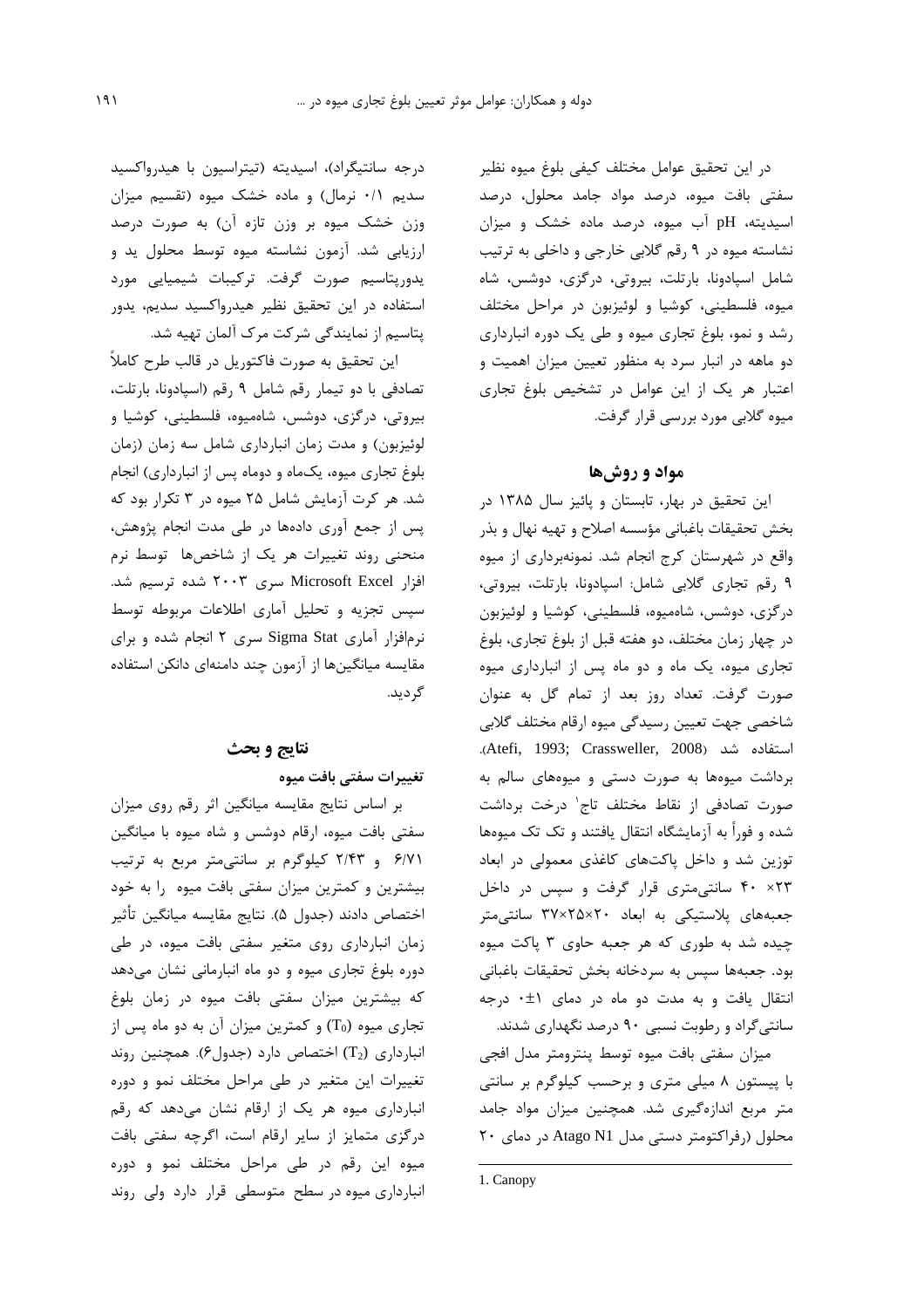در این تحقیق عوامل مختلف کیفی بلوغ میوه نظیر سفتی بافت میوه، درصد مواد جامد محلول، درصد اسیدیته، pH آب میوه، درصد ماده خشک و میزان نشاسته میوه در ۹ رقم گلابی خارجی و داخلی به ترتیب شامل اسپادونا، بارتلت، بیروتی، درگزی، دوشس، شاه میوه، فلسطینی، کوشیا و لوئیزبون در مراحل مختلف رشد و نمو، بلوغ تجاری میوه و طی یک دوره انبارداری دو ماهه در انبار سرد به منظور تعیین میزان اهمیت و اعتبار هر یک از این عوامل در تشخیص بلوغ تجاری میوه گلابی مورد بررسی قرار گرفت.

## مواد و روش‌ها

این تحقیق در بهار، تابستان و پائیز سال ۱۳۸۵ در بخش تحقیقات باغبانی مؤسسه اصلاح و تهیه نهال و بذر واقع در شهرستان کرج انجام شد. نمونه‌برداری از میوه ۹ رقم تجاری گلابی شامل: اسپادونا، بارتلت، بیروتی، درگزی، دوشس، شاه‌میوه، فلسطینی، کوشیا و لوئیزبون در چهار زمان مختلف، دو هفته قبل از بلوغ تجاری، بلوغ تجاری میوه، یک ماه و دو ماه پس از انبارداری میوه صورت گرفت. تعداد روز بعد از تمام گل به عنوان شاخصی جهت تعیین رسیدگی میوه ارقام مختلف گلابی استفاده شد (Atefi, 1993; Crassweller, 2008). برداشت میوه‌ها به صورت دستی و میوه‌های سالم به صورت تصادفی از نقاط مختلف تاج[1] درخت برداشت شده و فوراً به آزمایشگاه انتقال یافتند و تک تک میوه‌ها توزین شد و داخل پاکت‌های کاغذی معمولی در ابعاد ۲۳× ۴۰ سانتی‌متری قرار گرفت و سپس در داخل جعبه‌های پلاستیکی به ابعاد ۲۰×۲۵×۳۷ سانتی‌متر چیده شد به طوری که هر جعبه حاوی ۳ پاکت میوه بود. جعبه‌ها سپس به سردخانه بخش تحقیقات باغبانی انتقال یافت و به مدت دو ماه در دمای ۱±۰ درجه سانتی‌گراد و رطوبت نسبی ۹۰ درصد نگهداری شدند.

میزان سفتی بافت میوه توسط پنترومتر مدل افجی با پیستون ۸ میلی متری و برحسب کیلوگرم بر سانتی متر مربع اندازه‌گیری شد. همچنین میزان مواد جامد محلول (رفراکتومتر دستی مدل Atago N1 در دمای ۲۰ درجه سانتیگراد)، اسیدیته (تیتراسیون با هیدرواکسید سدیم ۰/۱ نرمال) و ماده خشک میوه (تقسیم میزان وزن خشک میوه بر وزن تازه آن) به صورت درصد ارزیابی شد. آزمون نشاسته میوه توسط محلول ید و یدورپتاسیم صورت گرفت. ترکیبات شیمیایی مورد استفاده در این تحقیق نظیر هیدرواکسید سدیم، یدور پتاسیم از نمایندگی شرکت مرک آلمان تهیه شد.

این تحقیق به صورت فاکتوریل در قالب طرح کاملاً تصادفی با دو تیمار رقم شامل ۹ رقم (اسپادونا، بارتلت، بیروتی، درگزی، دوشس، شاه‌میوه، فلسطینی، کوشیا و لوئیزبون) و مدت زمان انبارداری شامل سه زمان (زمان بلوغ تجاری میوه، یک‌ماه و دوماه پس از انبارداری) انجام شد. هر کرت آزمایش شامل ۲۵ میوه در ۳ تکرار بود که پس از جمع آوری داده‌ها در طی مدت انجام پژوهش، منحنی روند تغییرات هر یک از شاخص‌ها توسط نرم افزار Microsoft Excel سری ۲۰۰۳ شده ترسیم شد. سپس تجزیه و تحلیل آماری اطلاعات مربوطه توسط نرم‌افزار آماری Sigma Stat سری ۲ انجام شده و برای مقایسه میانگین‌ها از آزمون چند دامنه‌ای دانکن استفاده گردید.

## نتایج و بحث

### تغییرات سفتی بافت میوه

بر اساس نتایج مقایسه میانگین اثر رقم روی میزان سفتی بافت میوه، ارقام دوشس و شاه میوه با میانگین ۶/۷۱ و ۲/۴۳ کیلوگرم بر سانتی‌متر مربع به ترتیب بیشترین و کمترین میزان سفتی بافت میوه را به خود اختصاص دادند (جدول ۵). نتایج مقایسه میانگین تأثیر زمان انبارداری روی متغیر سفتی بافت میوه، در طی دوره بلوغ تجاری میوه و دو ماه انبارمانی نشان می‌دهد که بیشترین میزان سفتی بافت میوه در زمان بلوغ تجاری میوه ($T_0$) و کمترین میزان آن به دو ماه پس از انبارداری ($T_2$) اختصاص دارد (جدول۶). همچنین روند تغییرات این متغیر در طی مراحل مختلف نمو و دوره انبارداری میوه هر یک از ارقام نشان می‌دهد که رقم درگزی متمایز از سایر ارقام است، اگرچه سفتی بافت میوه این رقم در طی مراحل مختلف نمو و دوره انبارداری میوه در سطح متوسطی قرار دارد ولی روند

---

1. Canopy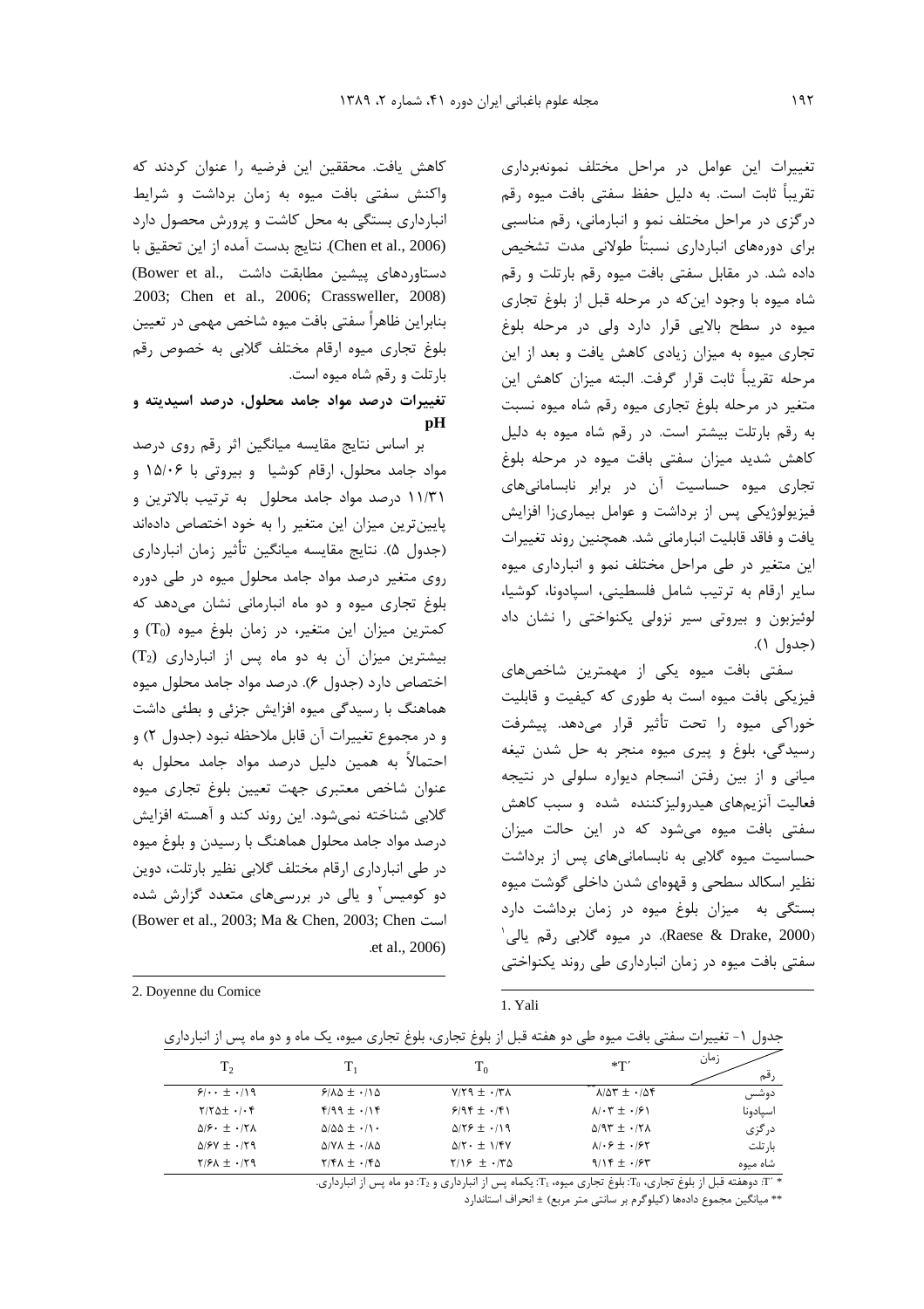تغییرات این عوامل در مراحل مختلف نمونه‌برداری تقریباً ثابت است. به دلیل حفظ سفتی بافت میوه رقم درگزی در مراحل مختلف نمو و انبارمانی، رقم مناسبی برای دوره‌های انبارداری نسبتاً طولانی مدت تشخیص داده شد. در مقابل سفتی بافت میوه رقم بارتلت و رقم شاه میوه با وجود این‌که در مرحله قبل از بلوغ تجاری میوه در سطح بالایی قرار دارد ولی در مرحله بلوغ تجاری میوه به میزان زیادی کاهش یافت و بعد از این مرحله تقریباً ثابت قرار گرفت. البته میزان کاهش این متغیر در مرحله بلوغ تجاری میوه رقم شاه میوه نسبت به رقم بارتلت بیشتر است. در رقم شاه میوه به دلیل کاهش شدید میزان سفتی بافت میوه در مرحله بلوغ تجاری میوه حساسیت آن در برابر نابسامانی‌های فیزیولوژیکی پس از برداشت و عوامل بیماری‌زا افزایش یافت و فاقد قابلیت انبارمانی شد. همچنین روند تغییرات این متغیر در طی مراحل مختلف نمو و انبارداری میوه سایر ارقام به ترتیب شامل فلسطینی، اسپادونا، کوشیا، لوئیزبون و بیروتی سیر نزولی یکنواختی را نشان داد (جدول ۱).

سفتی بافت میوه یکی از مهمترین شاخص‌های فیزیکی بافت میوه است به طوری که کیفیت و قابلیت خوراکی میوه را تحت تأثیر قرار می‌دهد. پیشرفت رسیدگی، بلوغ و پیری میوه منجر به حل شدن تیغه میانی و از بین رفتن انسجام دیواره سلولی در نتیجه فعالیت آنزیم‌های هیدرولیزکننده شده و سبب کاهش سفتی بافت میوه می‌شود که در این حالت میزان حساسیت میوه گلابی به نابسامانی‌های پس از برداشت نظیر اسکالد سطحی و قهوه‌ای شدن داخلی گوشت میوه بستگی به میزان بلوغ میوه در زمان برداشت دارد (Raese & Drake, 2000). در میوه گلابی رقم یالی[1] سفتی بافت میوه در زمان انبارداری طی روند یکنواختی کاهش یافت. محققین این فرضیه را عنوان کردند که واکنش سفتی بافت میوه به زمان برداشت و شرایط انبارداری بستگی به محل کاشت و پرورش محصول دارد (Chen et al., 2006). نتایج بدست آمده از این تحقیق با دستاوردهای پیشین مطابقت داشت (Bower et al., 2003; Chen et al., 2006; Crassweller, 2008). بنابراین ظاهراً سفتی بافت میوه شاخص مهمی در تعیین بلوغ تجاری میوه ارقام مختلف گلابی به خصوص رقم بارتلت و رقم شاه میوه است.

**تغییرات درصد مواد جامد محلول، درصد اسیدیته و pH**

بر اساس نتایج مقایسه میانگین اثر رقم روی درصد مواد جامد محلول، ارقام کوشیا و بیروتی با ۱۵/۰۶ و ۱۱/۳۱ درصد مواد جامد محلول به ترتیب بالاترین و پایین‌ترین میزان این متغیر را به خود اختصاص داده‌اند (جدول ۵). نتایج مقایسه میانگین تأثیر زمان انبارداری روی متغیر درصد مواد جامد محلول میوه در طی دوره بلوغ تجاری میوه و دو ماه انبارمانی نشان می‌دهد که کمترین میزان این متغیر، در زمان بلوغ میوه ($T_0$) و بیشترین میزان آن به دو ماه پس از انبارداری ($T_2$) اختصاص دارد (جدول ۶). درصد مواد جامد محلول میوه هماهنگ با رسیدگی میوه افزایش جزئی و بطئی داشت و در مجموع تغییرات آن قابل ملاحظه نبود (جدول ۲) و احتمالاً به همین دلیل درصد مواد جامد محلول به عنوان شاخص معتبری جهت تعیین بلوغ تجاری میوه گلابی شناخته نمی‌شود. این روند کند و آهسته افزایش درصد مواد جامد محلول هماهنگ با رسیدن و بلوغ میوه در طی انبارداری ارقام مختلف گلابی نظیر بارتلت، دوین دو کومیس[2] و یالی در بررسی‌های متعدد گزارش شده است (Bower et al., 2003; Ma & Chen, 2003; Chen et al., 2006)

1. Yali

2. Doyenne du Comice

جدول ۱- تغییرات سفتی بافت میوه طی دو هفته قبل از بلوغ تجاری، بلوغ تجاری میوه، یک ماه و دو ماه پس از انبارداری

| رقم / زمان | *T′ | $T_0$ | $T_1$ | $T_2$ |
|---|---|---|---|---|
| دوشس | **۸/۵۳ ± ۰/۵۴ | ۷/۲۹ ± ۰/۳۸ | ۶/۸۵ ± ۰/۱۵ | ۶/۰۰ ± ۰/۱۹ |
| اسپادونا | ۸/۰۳ ± ۰/۶۱ | ۶/۹۴ ± ۰/۴۱ | ۴/۹۹ ± ۰/۱۴ | ۲/۲۵± ۰/۰۴ |
| درگزی | ۵/۹۳ ± ۰/۲۸ | ۵/۲۶ ± ۰/۱۹ | ۵/۵۵ ± ۰/۱۰ | ۵/۶۰ ± ۰/۲۸ |
| بارتلت | ۸/۰۶ ± ۰/۶۲ | ۵/۲۰ ± ۱/۴۷ | ۵/۷۸ ± ۰/۸۵ | ۵/۶۷ ± ۰/۲۹ |
| شاه میوه | ۹/۱۴ ± ۰/۶۳ | ۲/۱۶ ± ۰/۳۵ | ۲/۴۸ ± ۰/۴۵ | ۲/۶۸ ± ۰/۲۹ |

* T′: دوهفته قبل از بلوغ تجاری، $T_0$: بلوغ تجاری میوه، $T_1$: یکماه پس از انبارداری و $T_2$: دو ماه پس از انبارداری.

** میانگین مجموع داده‌ها (کیلوگرم بر سانتی متر مربع) ± انحراف استاندارد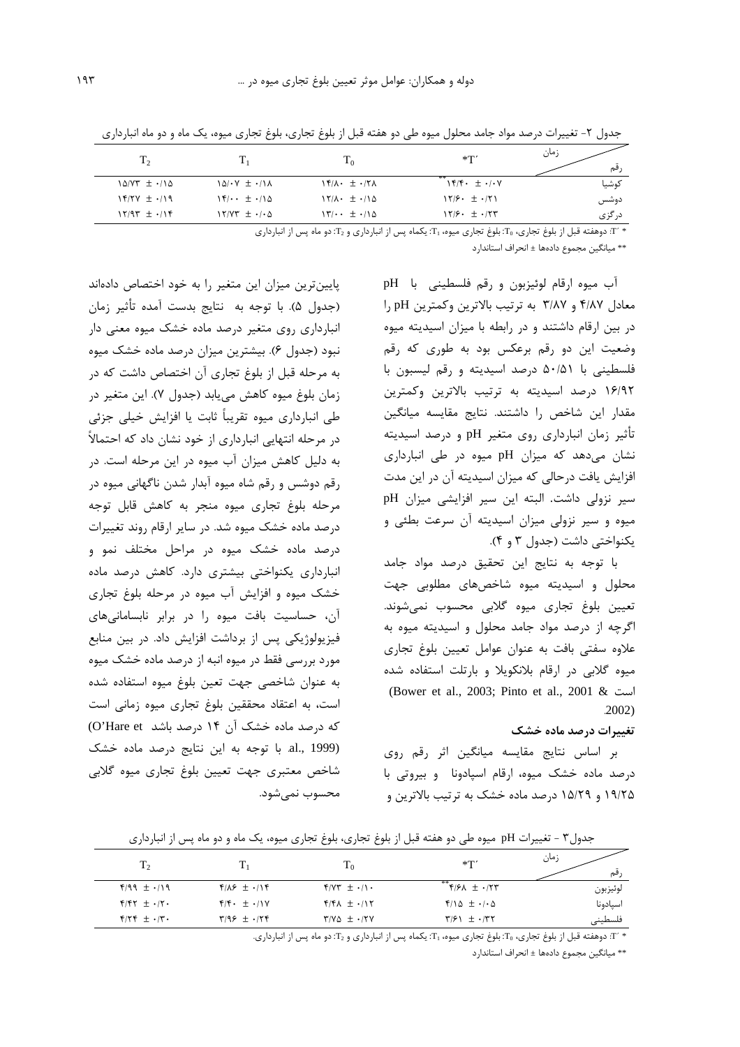جدول ۲- تغییرات درصد مواد جامد محلول میوه طی دو هفته قبل از بلوغ تجاری، بلوغ تجاری میوه، یک ماه و دو ماه انبارداری

| رقم / زمان | *T′ | $T_0$ | $T_1$ | $T_2$ |
|---|---|---|---|---|
| کوشیا | **۱۴/۴۰ ± ۰/۰۷ | ۱۴/۸۰ ± ۰/۲۸ | ۱۵/۰۷ ± ۰/۱۸ | ۱۵/۷۳ ± ۰/۱۵ |
| دوشس | ۱۲/۶۰ ± ۰/۲۱ | ۱۲/۸۰ ± ۰/۱۵ | ۱۴/۰۰ ± ۰/۱۵ | ۱۴/۲۷ ± ۰/۱۹ |
| درگزی | ۱۲/۶۰ ± ۰/۲۳ | ۱۳/۰۰ ± ۰/۱۵ | ۱۲/۷۳ ± ۰/۰۵ | ۱۲/۹۳ ± ۰/۱۴ |

* T′: دوهفته قبل از بلوغ تجاری، $T_0$: بلوغ تجاری میوه، $T_1$: یکماه پس از انبارداری و $T_2$: دو ماه پس از انبارداری

** میانگین مجموع داده‌ها ± انحراف استاندارد

آب میوه ارقام لوئیزبون و رقم فلسطینی با pH معادل ۴/۸۷ و ۳/۸۷ به ترتیب بالاترین وکمترین pH را در بین ارقام داشتند و در رابطه با میزان اسیدیته میوه وضعیت این دو رقم برعکس بود به طوری که رقم فلسطینی با ۵۰/۵۱ درصد اسیدیته و رقم لیسبون با ۱۶/۹۲ درصد اسیدیته به ترتیب بالاترین وکمترین مقدار این شاخص را داشتند. نتایج مقایسه میانگین تأثیر زمان انبارداری روی متغیر pH و درصد اسیدیته نشان می‌دهد که میزان pH میوه در طی انبارداری افزایش یافت درحالی که میزان اسیدیته آن در این مدت سیر نزولی داشت. البته این سیر افزایشی میزان pH میوه و سیر نزولی میزان اسیدیته آن سرعت بطئی و یکنواختی داشت (جدول ۳ و ۴).

با توجه به نتایج این تحقیق درصد مواد جامد محلول و اسیدیته میوه شاخص‌های مطلوبی جهت تعیین بلوغ تجاری میوه گلابی محسوب نمی‌شوند. اگرچه از درصد مواد جامد محلول و اسیدیته میوه به علاوه سفتی بافت به عنوان عوامل تعیین بلوغ تجاری میوه گلابی در ارقام بلانکویلا و بارتلت استفاده شده است (Bower et al., 2003; Pinto et al., 2001 & 2002).

### تغییرات درصد ماده خشک

بر اساس نتایج مقایسه میانگین اثر رقم روی درصد ماده خشک میوه، ارقام اسپادونا و بیروتی با ۱۹/۲۵ و ۱۵/۲۹ درصد ماده خشک به ترتیب بالاترین و پایین‌ترین میزان این متغیر را به خود اختصاص داده‌اند (جدول ۵). با توجه به نتایج بدست آمده تأثیر زمان انبارداری روی متغیر درصد ماده خشک میوه معنی دار نبود (جدول ۶). بیشترین میزان درصد ماده خشک میوه به مرحله قبل از بلوغ تجاری آن اختصاص داشت که در زمان بلوغ میوه کاهش می‌یابد (جدول ۷). این متغیر در طی انبارداری میوه تقریباً ثابت یا افزایش خیلی جزئی در مرحله انتهایی انبارداری از خود نشان داد که احتمالاً به دلیل کاهش میزان آب میوه در این مرحله است. در رقم دوشس و رقم شاه میوه آبدار شدن ناگهانی میوه در مرحله بلوغ تجاری میوه منجر به کاهش قابل توجه درصد ماده خشک میوه شد. در سایر ارقام روند تغییرات درصد ماده خشک میوه در مراحل مختلف نمو و انبارداری یکنواختی بیشتری دارد. کاهش درصد ماده خشک میوه و افزایش آب میوه در مرحله بلوغ تجاری آن، حساسیت بافت میوه را در برابر نابسامانی‌های فیزیولوژیکی پس از برداشت افزایش داد. در بین منابع مورد بررسی فقط در میوه انبه از درصد ماده خشک میوه به عنوان شاخصی جهت تعین بلوغ میوه استفاده شده است، به اعتقاد محققین بلوغ تجاری میوه زمانی است که درصد ماده خشک آن ۱۴ درصد باشد (O'Hare et al., 1999). با توجه به این نتایج درصد ماده خشک شاخص معتبری جهت تعیین بلوغ تجاری میوه گلابی محسوب نمی‌شود.

جدول۳ - تغییرات pH میوه طی دو هفته قبل از بلوغ تجاری، بلوغ تجاری میوه، یک ماه و دو ماه پس از انبارداری

| رقم / زمان | *T′ | $T_0$ | $T_1$ | $T_2$ |
|---|---|---|---|---|
| لوئیزبون | **۴/۶۸ ± ۰/۲۳ | ۴/۷۳ ± ۰/۱۰ | ۴/۸۶ ± ۰/۱۴ | ۴/۹۹ ± ۰/۱۹ |
| اسپادونا | ۴/۱۵ ± ۰/۰۵ | ۴/۴۸ ± ۰/۱۲ | ۴/۴۰ ± ۰/۱۷ | ۴/۴۲ ± ۰/۲۰ |
| فلسطینی | ۳/۶۱ ± ۰/۳۲ | ۳/۷۵ ± ۰/۲۷ | ۳/۹۶ ± ۰/۲۴ | ۴/۲۴ ± ۰/۳۰ |

* T′: دوهفته قبل از بلوغ تجاری، $T_0$: بلوغ تجاری میوه، $T_1$: یکماه پس از انبارداری و $T_2$: دو ماه پس از انبارداری.

** میانگین مجموع داده‌ها ± انحراف استاندارد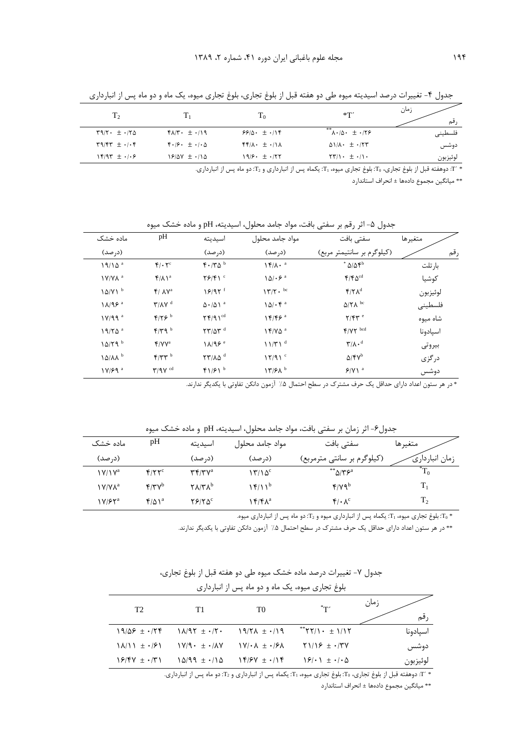جدول ۴- تغییرات درصد اسیدیته میوه طی دو هفته قبل از بلوغ تجاری، بلوغ تجاری میوه، یک ماه و دو ماه پس از انبارداری

| رقم / زمان | *T′ | $T_0$ | $T_1$ | $T_2$ |
|---|---|---|---|---|
| فلسطینی | \*\*۸۰/۵۰ ± ۰/۲۶ | ۶۶/۵۰ ± ۰/۱۴ | ۴۸/۳۰ ± ۰/۱۹ | ۳۹/۲۰ ± ۰/۲۵ |
| دوشس | ۵۱/۸۰ ± ۰/۲۳ | ۴۴/۸۰ ± ۰/۱۸ | ۴۰/۶۰ ± ۰/۰۵ | ۳۹/۴۳ ± ۰/۰۴ |
| لوئیزبون | ۲۳/۱۰ ± ۰/۱۰ | ۱۹/۶۰ ± ۰/۲۲ | ۱۶/۵۷ ± ۰/۱۵ | ۱۴/۹۳ ± ۰/۰۶ |

* T′: دوهفته قبل از بلوغ تجاری، $T_0$: بلوغ تجاری میوه، $T_1$: یکماه پس از انبارداری و $T_2$: دو ماه پس از انبارداری.

** میانگین مجموع داده‌ها ± انحراف استاندارد

جدول ۵- اثر رقم بر سفتی بافت، مواد جامد محلول، اسیدیته، pH و ماده خشک میوه

| متغیرها / رقم | سفتی بافت (کیلوگرم بر سانتیمتر مربع) | مواد جامد محلول (درصد) | اسیدیته (درصد) | pH | ماده خشک (درصد) |
|---|---|---|---|---|---|
| بارتلت | * ۵/۵۴ [b] | ۱۴/۸۰ [a] | ۴۰/۳۵ [b] | ۴/۰۳ [c] | ۱۹/۱۵ [a] |
| کوشیا | ۴/۴۵ [cd] | ۱۵/۰۶ [a] | ۲۶/۴۱ [c] | ۴/۸۱ [a] | ۱۷/۷۸ [a] |
| لوئیزبون | ۴/۲۸ [d] | ۱۳/۲۰ [bc] | ۱۶/۹۲ [f] | ۴/۸۷ [a] | ۱۵/۷۱ [b] |
| فلسطینی | ۵/۲۸ [bc] | ۱۵/۰۴ [a] | ۵۰/۵۱ [a] | ۳/۸۷ [d] | ۱۸/۹۶ [a] |
| شاه میوه | ۲/۴۳ [e] | ۱۴/۴۶ [a] | ۲۴/۹۱ [cd] | ۴/۲۶ [b] | ۱۷/۹۹ [a] |
| اسپادونا | ۴/۷۲ [bcd] | ۱۴/۷۵ [a] | ۲۳/۵۳ [d] | ۴/۳۹ [b] | ۱۹/۲۵ [a] |
| بیروتی | ۳/۸۰ [d] | ۱۱/۳۱ [d] | ۱۸/۹۶ [e] | ۴/۷۷ [a] | ۱۵/۲۹ [b] |
| درگزی | ۵/۴۷ [b] | ۱۲/۹۱ [c] | ۲۳/۸۵ [d] | ۴/۳۳ [b] | ۱۵/۸۸ [b] |
| دوشس | ۶/۷۱ [a] | ۱۳/۶۸ [b] | ۴۱/۶۱ [b] | ۳/۹۷ [cd] | ۱۷/۶۹ [a] |

* در هر ستون اعداد دارای حداقل یک حرف مشترک در سطح احتمال ۵٪ آزمون دانکن تفاوتی با یکدیگر ندارند.

جدول۶- اثر زمان بر سفتی بافت، مواد جامد محلول، اسیدیته، pH و ماده خشک میوه

| متغیرها / زمان انبارداری | سفتی بافت (کیلوگرم بر سانتی مترمربع) | مواد جامد محلول (درصد) | اسیدیته (درصد) | pH | ماده خشک (درصد) |
|---|---|---|---|---|---|
| *$T_0$ | \*\*۵/۳۶ [a] | ۱۳/۱۵ [c] | ۳۴/۳۷ [a] | ۴/۲۲ [c] | ۱۷/۱۷ [a] |
| $T_1$ | ۴/۷۹ [b] | ۱۴/۱۱ [b] | ۲۸/۳۸ [b] | ۴/۳۷ [b] | ۱۷/۷۸ [a] |
| $T_2$ | ۴/۰۸ [c] | ۱۴/۴۸ [a] | ۲۶/۲۵ [c] | ۴/۵۱ [a] | ۱۷/۶۲ [a] |

* $T_0$: بلوغ تجاری میوه، $T_1$: یکماه پس از انبارداری میوه و $T_2$: دو ماه پس از انبارداری میوه.

** در هر ستون اعداد دارای حداقل یک حرف مشترک در سطح احتمال ۵٪ آزمون دانکن تفاوتی با یکدیگر ندارند.

جدول ۷- تغییرات درصد ماده خشک میوه طی دو هفته قبل از بلوغ تجاری، بلوغ تجاری میوه، یک ماه و دو ماه پس از انبارداری

| رقم / زمان | *T′ | T0 | T1 | T2 |
|---|---|---|---|---|
| اسپادونا | \*\*۲۲/۱۰ ± ۱/۱۲ | ۱۹/۲۸ ± ۰/۱۹ | ۱۸/۹۲ ± ۰/۲۰ | ۱۹/۵۶ ± ۰/۲۴ |
| دوشس | ۲۱/۱۶ ± ۰/۳۷ | ۱۷/۰۸ ± ۰/۶۸ | ۱۷/۹۰ ± ۰/۸۷ | ۱۸/۱۱ ± ۰/۶۱ |
| لوئیزبون | ۱۶/۰۱ ± ۰/۰۵ | ۱۴/۶۷ ± ۰/۱۴ | ۱۵/۹۹ ± ۰/۱۵ | ۱۶/۴۷ ± ۰/۳۱ |

* T′: دوهفته قبل از بلوغ تجاری، $T_0$: بلوغ تجاری میوه، $T_1$: یکماه پس از انبارداری و $T_2$: دو ماه پس از انبارداری.

** میانگین مجموع داده‌ها ± انحراف استاندارد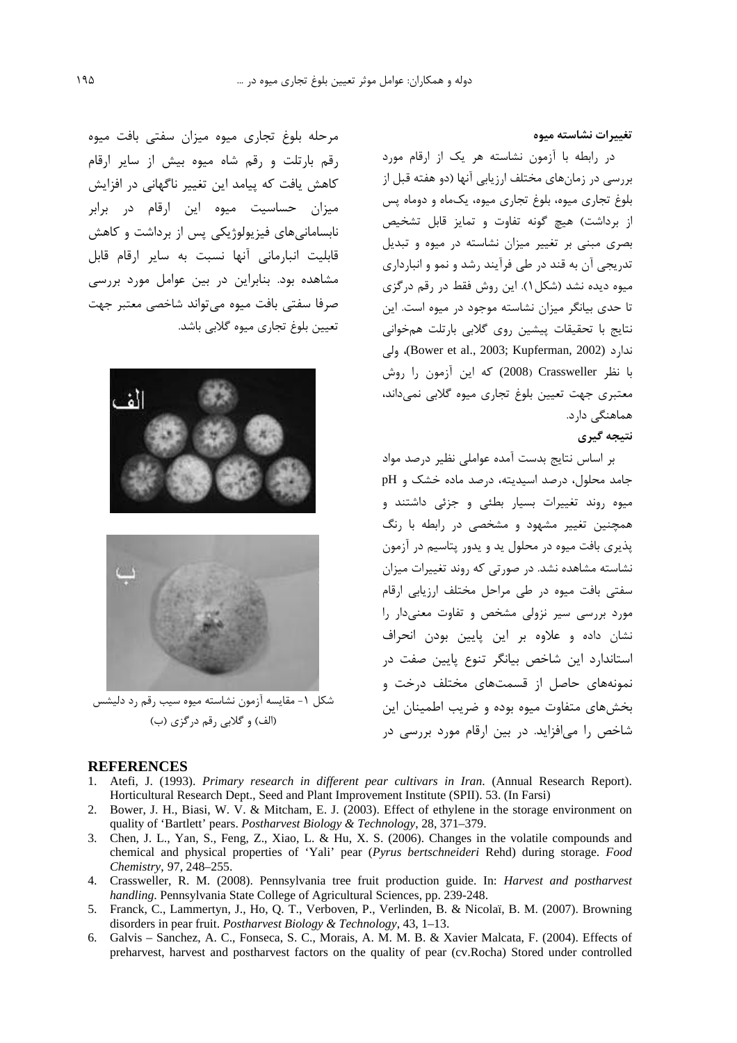### تغییرات نشاسته میوه

در رابطه با آزمون نشاسته هر یک از ارقام مورد بررسی در زمان‌های مختلف ارزیابی آنها (دو هفته قبل از بلوغ تجاری میوه، بلوغ تجاری میوه، یک‌ماه و دوماه پس از برداشت) هیچ گونه تفاوت و تمایز قابل تشخیص بصری مبنی بر تغییر میزان نشاسته در میوه و تبدیل تدریجی آن به قند در طی فرآیند رشد و نمو و انبارداری میوه دیده نشد (شکل ۱). این روش فقط در رقم درگزی تا حدی بیانگر میزان نشاسته موجود در میوه است. این نتایج با تحقیقات پیشین روی گلابی بارتلت هم‌خوانی ندارد (Bower et al., 2003; Kupferman, 2002)، ولی با نظر Crassweller (2008) که این آزمون را روش معتبری جهت تعیین بلوغ تجاری میوه گلابی نمی‌داند، هماهنگی دارد.

### نتیجه گیری

بر اساس نتایج بدست آمده عواملی نظیر درصد مواد جامد محلول، درصد اسیدیته، درصد ماده خشک و pH میوه روند تغییرات بسیار بطئی و جزئی داشتند و همچنین تغییر مشهود و مشخصی در رابطه با رنگ پذیری بافت میوه در محلول ید و یدور پتاسیم در آزمون نشاسته مشاهده نشد. در صورتی که روند تغییرات میزان سفتی بافت میوه در طی مراحل مختلف ارزیابی ارقام مورد بررسی سیر نزولی مشخص و تفاوت معنی‌دار را نشان داده و علاوه بر این پایین بودن انحراف استاندارد این شاخص بیانگر تنوع پایین صفت در نمونه‌های حاصل از قسمت‌های مختلف درخت و بخش‌های متفاوت میوه بوده و ضریب اطمینان این شاخص را می‌افزاید. در بین ارقام مورد بررسی در مرحله بلوغ تجاری میوه میزان سفتی بافت میوه رقم بارتلت و رقم شاه میوه بیش از سایر ارقام کاهش یافت که پیامد این تغییر ناگهانی در افزایش میزان حساسیت میوه این ارقام در برابر نابسامانی‌های فیزیولوژیکی پس از برداشت و کاهش قابلیت انبارمانی آنها نسبت به سایر ارقام قابل مشاهده بود. بنابراین در بین عوامل مورد بررسی صرفا سفتی بافت میوه می‌تواند شاخصی معتبر جهت تعیین بلوغ تجاری میوه گلابی باشد.

شکل ۱- مقایسه آزمون نشاسته میوه سیب رقم رد دلیشس (الف) و گلابی رقم درگزی (ب)

## REFERENCES

1. Atefi, J. (1993). *Primary research in different pear cultivars in Iran*. (Annual Research Report). Horticultural Research Dept., Seed and Plant Improvement Institute (SPII). 53. (In Farsi)
2. Bower, J. H., Biasi, W. V. & Mitcham, E. J. (2003). Effect of ethylene in the storage environment on quality of 'Bartlett' pears. *Postharvest Biology & Technology*, 28, 371–379.
3. Chen, J. L., Yan, S., Feng, Z., Xiao, L. & Hu, X. S. (2006). Changes in the volatile compounds and chemical and physical properties of 'Yali' pear (*Pyrus bertschneideri* Rehd) during storage. *Food Chemistry*, 97, 248–255.
4. Crassweller, R. M. (2008). Pennsylvania tree fruit production guide. In: *Harvest and postharvest handling*. Pennsylvania State College of Agricultural Sciences, pp. 239-248.
5. Franck, C., Lammertyn, J., Ho, Q. T., Verboven, P., Verlinden, B. & Nicolaï, B. M. (2007). Browning disorders in pear fruit. *Postharvest Biology & Technology*, 43, 1–13.
6. Galvis – Sanchez, A. C., Fonseca, S. C., Morais, A. M. M. B. & Xavier Malcata, F. (2004). Effects of preharvest, harvest and postharvest factors on the quality of pear (cv.Rocha) Stored under controlled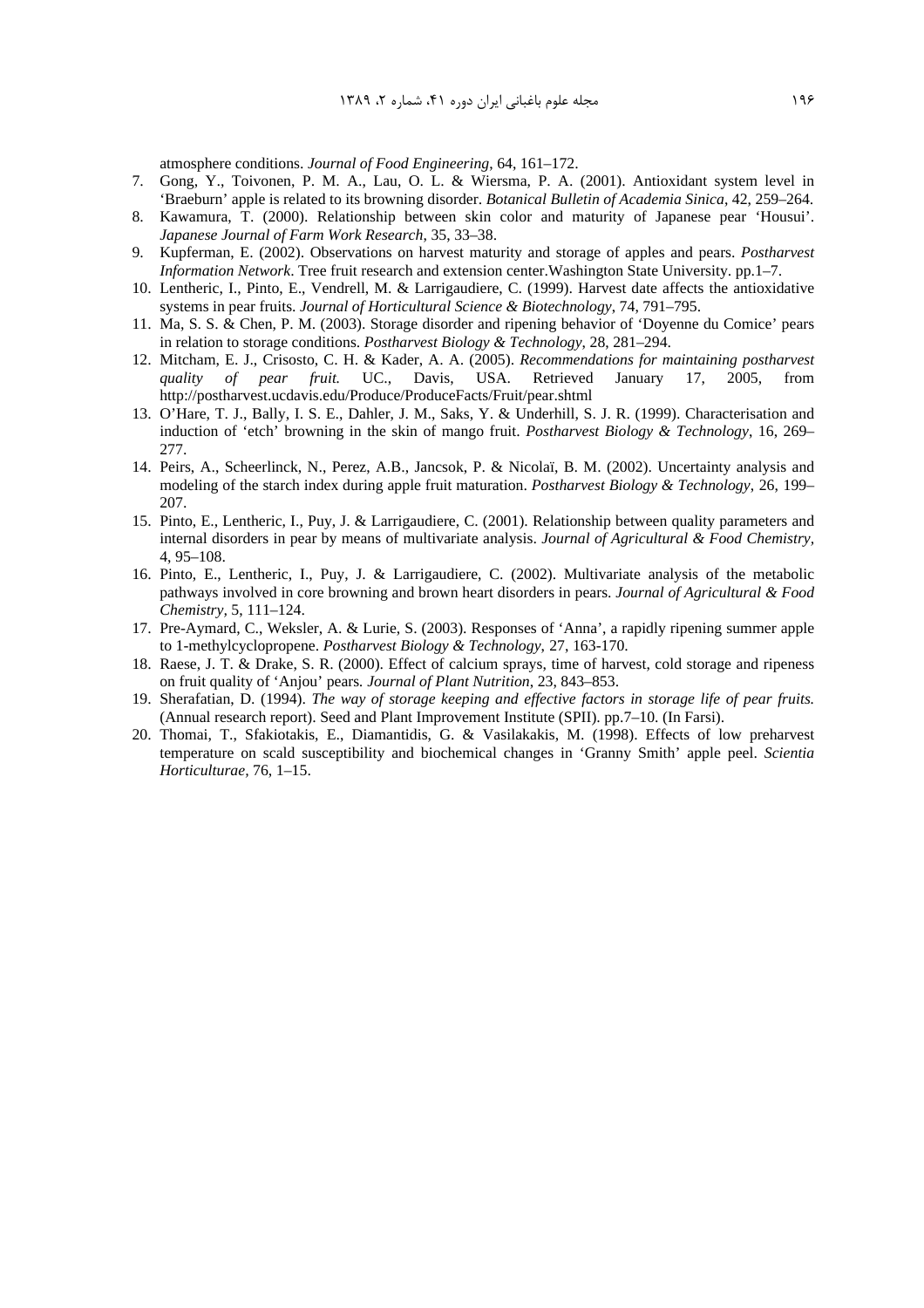atmosphere conditions. *Journal of Food Engineering*, 64, 161–172.

7. Gong, Y., Toivonen, P. M. A., Lau, O. L. & Wiersma, P. A. (2001). Antioxidant system level in 'Braeburn' apple is related to its browning disorder. *Botanical Bulletin of Academia Sinica*, 42, 259–264.
8. Kawamura, T. (2000). Relationship between skin color and maturity of Japanese pear 'Housui'. *Japanese Journal of Farm Work Research*, 35, 33–38.
9. Kupferman, E. (2002). Observations on harvest maturity and storage of apples and pears. *Postharvest Information Network*. Tree fruit research and extension center.Washington State University. pp.1–7.
10. Lentheric, I., Pinto, E., Vendrell, M. & Larrigaudiere, C. (1999). Harvest date affects the antioxidative systems in pear fruits. *Journal of Horticultural Science & Biotechnology*, 74, 791–795.
11. Ma, S. S. & Chen, P. M. (2003). Storage disorder and ripening behavior of 'Doyenne du Comice' pears in relation to storage conditions. *Postharvest Biology & Technology*, 28, 281–294.
12. Mitcham, E. J., Crisosto, C. H. & Kader, A. A. (2005). *Recommendations for maintaining postharvest quality of pear fruit.* UC., Davis, USA. Retrieved January 17, 2005, from http://postharvest.ucdavis.edu/Produce/ProduceFacts/Fruit/pear.shtml
13. O'Hare, T. J., Bally, I. S. E., Dahler, J. M., Saks, Y. & Underhill, S. J. R. (1999). Characterisation and induction of 'etch' browning in the skin of mango fruit. *Postharvest Biology & Technology*, 16, 269–277.
14. Peirs, A., Scheerlinck, N., Perez, A.B., Jancsok, P. & Nicolaï, B. M. (2002). Uncertainty analysis and modeling of the starch index during apple fruit maturation. *Postharvest Biology & Technology*, 26, 199–207.
15. Pinto, E., Lentheric, I., Puy, J. & Larrigaudiere, C. (2001). Relationship between quality parameters and internal disorders in pear by means of multivariate analysis. *Journal of Agricultural & Food Chemistry*, 4, 95–108.
16. Pinto, E., Lentheric, I., Puy, J. & Larrigaudiere, C. (2002). Multivariate analysis of the metabolic pathways involved in core browning and brown heart disorders in pears. *Journal of Agricultural & Food Chemistry*, 5, 111–124.
17. Pre-Aymard, C., Weksler, A. & Lurie, S. (2003). Responses of 'Anna', a rapidly ripening summer apple to 1-methylcyclopropene. *Postharvest Biology & Technology*, 27, 163-170.
18. Raese, J. T. & Drake, S. R. (2000). Effect of calcium sprays, time of harvest, cold storage and ripeness on fruit quality of 'Anjou' pears. *Journal of Plant Nutrition*, 23, 843–853.
19. Sherafatian, D. (1994). *The way of storage keeping and effective factors in storage life of pear fruits.* (Annual research report). Seed and Plant Improvement Institute (SPII). pp.7–10. (In Farsi).
20. Thomai, T., Sfakiotakis, E., Diamantidis, G. & Vasilakakis, M. (1998). Effects of low preharvest temperature on scald susceptibility and biochemical changes in 'Granny Smith' apple peel. *Scientia Horticulturae*, 76, 1–15.